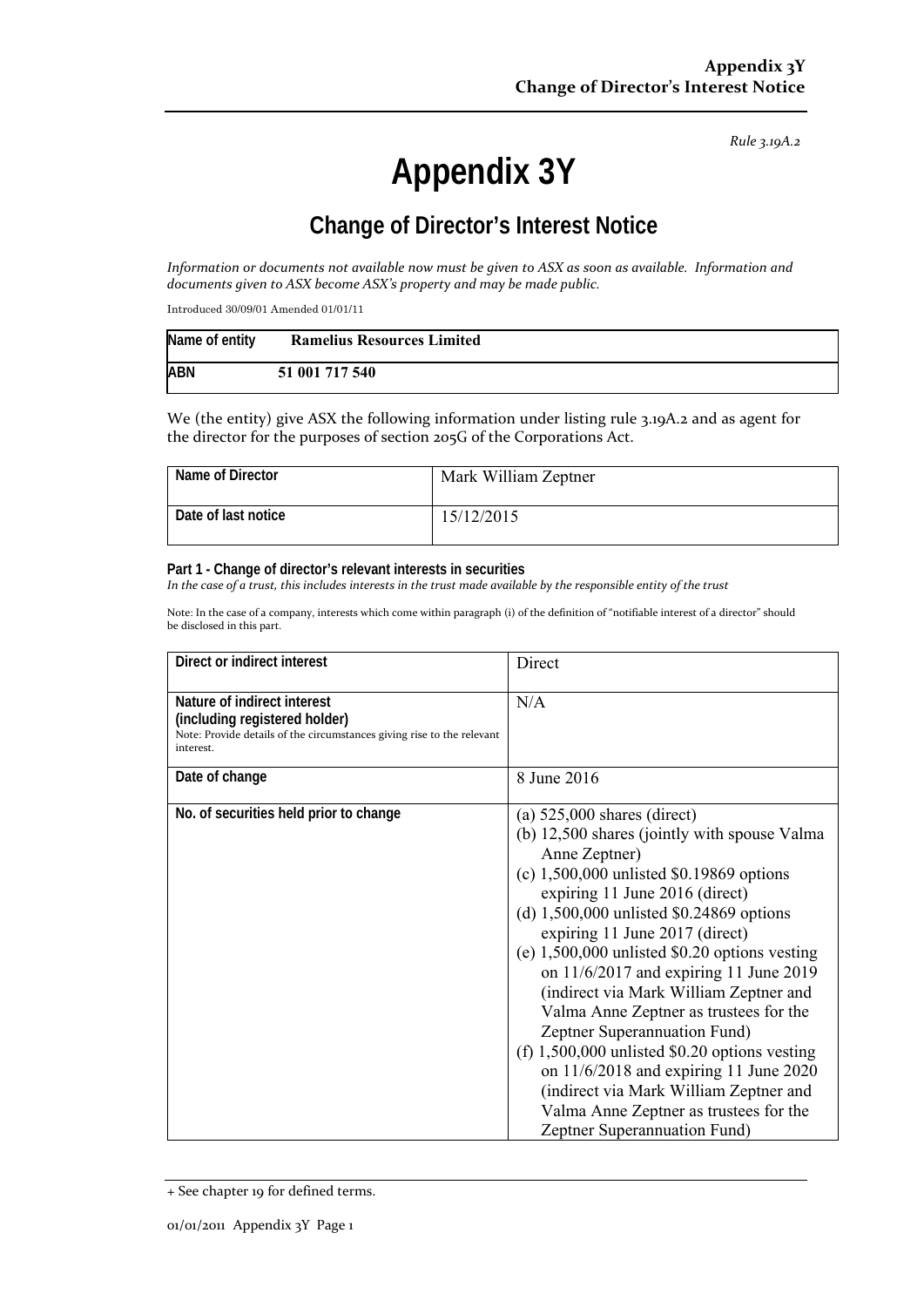*Rule 3.19A.2*

# Appendix 3Y

## Change of Director's Interest Notice

*Information or documents not available now must be given to ASX as soon as available. Information and documents given to ASX become ASX's property and may be made public.*

Introduced 30/09/01 Amended 01/01/11

| Name of entity | Ramelius Resources Limited |
|---|---|
| ABN | 51 001 717 540 |

We (the entity) give ASX the following information under listing rule 3.19A.2 and as agent for the director for the purposes of section 205G of the Corporations Act.

| Name of Director | Mark William Zeptner |
|---|---|
| Date of last notice | 15/12/2015 |

**Part 1 - Change of director's relevant interests in securities**

*In the case of a trust, this includes interests in the trust made available by the responsible entity of the trust*

Note: In the case of a company, interests which come within paragraph (i) of the definition of "notifiable interest of a director" should be disclosed in this part.

| Direct or indirect interest | Direct |
|---|---|
| **Nature of indirect interest (including registered holder)**<br>Note: Provide details of the circumstances giving rise to the relevant interest. | N/A |
| **Date of change** | 8 June 2016 |
| **No. of securities held prior to change** | (a) 525,000 shares (direct)<br>(b) 12,500 shares (jointly with spouse Valma Anne Zeptner)<br>(c) 1,500,000 unlisted $0.19869 options expiring 11 June 2016 (direct)<br>(d) 1,500,000 unlisted $0.24869 options expiring 11 June 2017 (direct)<br>(e) 1,500,000 unlisted $0.20 options vesting on 11/6/2017 and expiring 11 June 2019 (indirect via Mark William Zeptner and Valma Anne Zeptner as trustees for the Zeptner Superannuation Fund)<br>(f) 1,500,000 unlisted $0.20 options vesting on 11/6/2018 and expiring 11 June 2020 (indirect via Mark William Zeptner and Valma Anne Zeptner as trustees for the Zeptner Superannuation Fund) |

+ See chapter 19 for defined terms.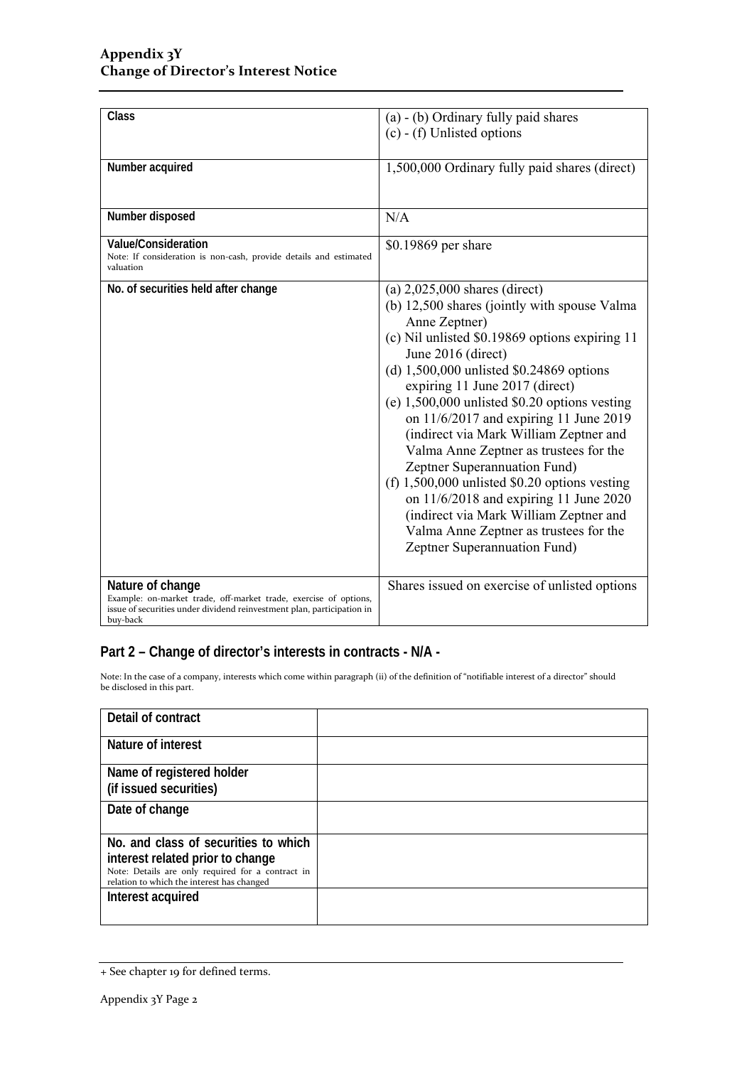| Class | (a) - (b) Ordinary fully paid shares<br>(c) - (f) Unlisted options |
|---|---|
| Number acquired | 1,500,000 Ordinary fully paid shares (direct) |
| Number disposed | N/A |
| Value/Consideration<br>Note: If consideration is non-cash, provide details and estimated valuation | $0.19869 per share |
| No. of securities held after change | (a) 2,025,000 shares (direct)<br>(b) 12,500 shares (jointly with spouse Valma Anne Zeptner)<br>(c) Nil unlisted $0.19869 options expiring 11 June 2016 (direct)<br>(d) 1,500,000 unlisted $0.24869 options expiring 11 June 2017 (direct)<br>(e) 1,500,000 unlisted $0.20 options vesting on 11/6/2017 and expiring 11 June 2019 (indirect via Mark William Zeptner and Valma Anne Zeptner as trustees for the Zeptner Superannuation Fund)<br>(f) 1,500,000 unlisted $0.20 options vesting on 11/6/2018 and expiring 11 June 2020 (indirect via Mark William Zeptner and Valma Anne Zeptner as trustees for the Zeptner Superannuation Fund) |
| Nature of change<br>Example: on-market trade, off-market trade, exercise of options, issue of securities under dividend reinvestment plan, participation in buy-back | Shares issued on exercise of unlisted options |

## Part 2 – Change of director's interests in contracts - N/A -

Note: In the case of a company, interests which come within paragraph (ii) of the definition of "notifiable interest of a director" should be disclosed in this part.

| Detail of contract | |
|---|---|
| Nature of interest | |
| Name of registered holder<br>(if issued securities) | |
| Date of change | |
| No. and class of securities to which interest related prior to change<br>Note: Details are only required for a contract in relation to which the interest has changed | |
| Interest acquired | |

+ See chapter 19 for defined terms.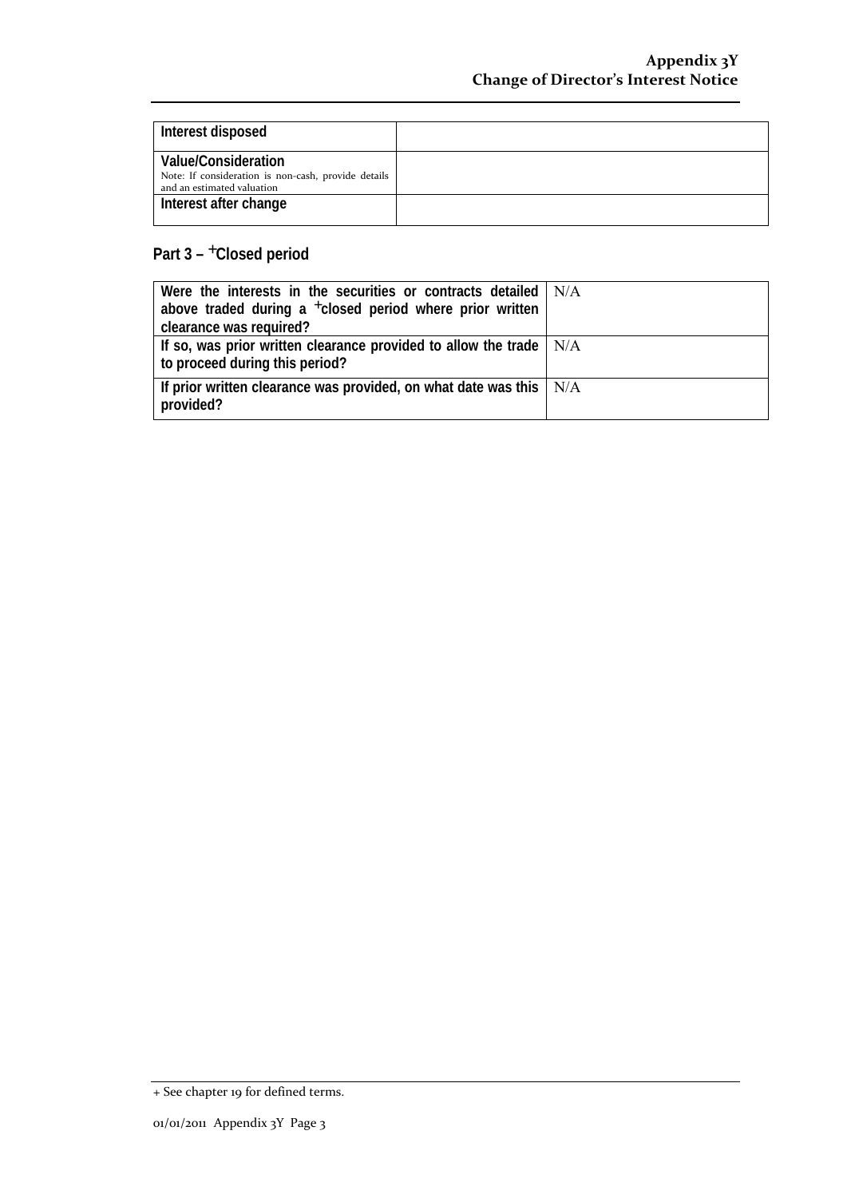| | |
|---|---|
| **Interest disposed** | |
| **Value/Consideration**<br>Note: If consideration is non-cash, provide details and an estimated valuation | |
| **Interest after change** | |

## Part 3 – +Closed period

| | |
|---|---|
| **Were the interests in the securities or contracts detailed above traded during a +closed period where prior written clearance was required?** | N/A |
| **If so, was prior written clearance provided to allow the trade to proceed during this period?** | N/A |
| **If prior written clearance was provided, on what date was this provided?** | N/A |

+ See chapter 19 for defined terms.